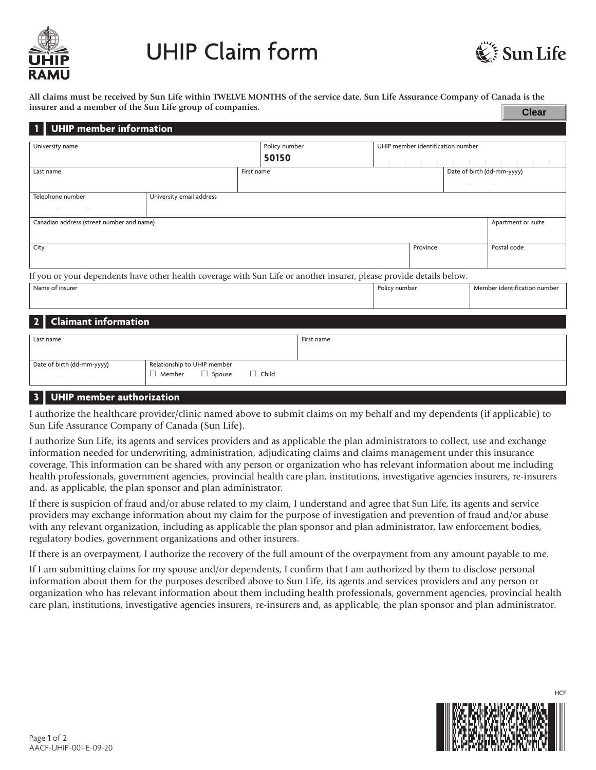# UHIP Claim form

**All claims must be received by Sun Life within TWELVE MONTHS of the service date. Sun Life Assurance Company of Canada is the insurer and a member of the Sun Life group of companies.**

Clear

## 1 UHIP member information

| University name | Policy number | UHIP member identification number |
|---|---|---|
| | **50150** | |

| Last name | First name | Date of birth (dd-mm-yyyy) |
|---|---|---|
| | | |

| Telephone number | University email address |
|---|---|
| | |

| Canadian address (street number and name) | Apartment or suite |
|---|---|
| | |

| City | Province | Postal code |
|---|---|---|
| | | |

If you or your dependents have other health coverage with Sun Life or another insurer, please provide details below.

| Name of insurer | Policy number | Member identification number |
|---|---|---|
| | | |

## 2 Claimant information

| Last name | First name |
|---|---|
| | |

| Date of birth (dd-mm-yyyy) | Relationship to UHIP member |
|---|---|
| | ☐ Member ☐ Spouse ☐ Child |

## 3 UHIP member authorization

I authorize the healthcare provider/clinic named above to submit claims on my behalf and my dependents (if applicable) to Sun Life Assurance Company of Canada (Sun Life).

I authorize Sun Life, its agents and services providers and as applicable the plan administrators to collect, use and exchange information needed for underwriting, administration, adjudicating claims and claims management under this insurance coverage. This information can be shared with any person or organization who has relevant information about me including health professionals, government agencies, provincial health care plan, institutions, investigative agencies insurers, re-insurers and, as applicable, the plan sponsor and plan administrator.

If there is suspicion of fraud and/or abuse related to my claim, I understand and agree that Sun Life, its agents and service providers may exchange information about my claim for the purpose of investigation and prevention of fraud and/or abuse with any relevant organization, including as applicable the plan sponsor and plan administrator, law enforcement bodies, regulatory bodies, government organizations and other insurers.

If there is an overpayment, I authorize the recovery of the full amount of the overpayment from any amount payable to me.

If I am submitting claims for my spouse and/or dependents, I confirm that I am authorized by them to disclose personal information about them for the purposes described above to Sun Life, its agents and services providers and any person or organization who has relevant information about them including health professionals, government agencies, provincial health care plan, institutions, investigative agencies insurers, re-insurers and, as applicable, the plan sponsor and plan administrator.

HCF

AACF-UHIP-001-E-09-20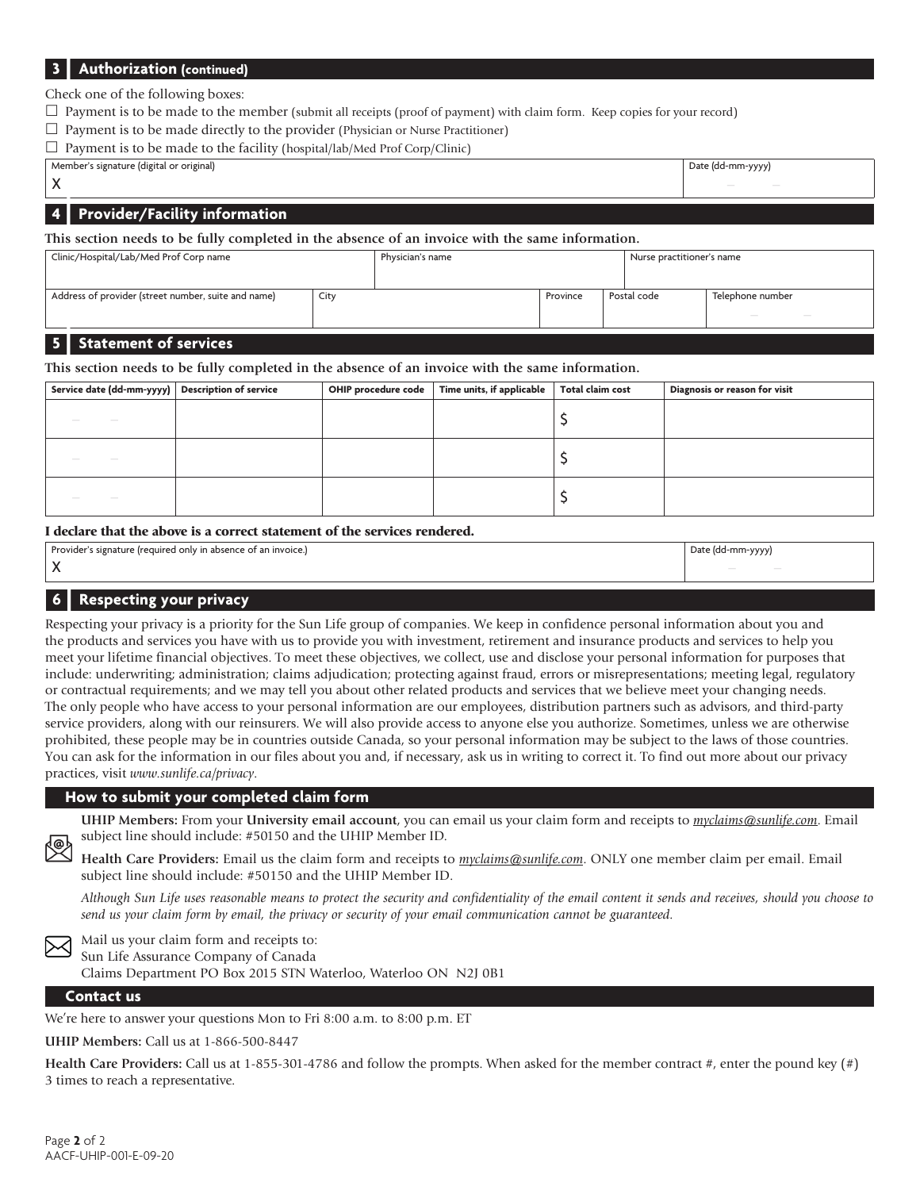## 3 Authorization (continued)

Check one of the following boxes:

- ☐ Payment is to be made to the member (submit all receipts (proof of payment) with claim form. Keep copies for your record)
- ☐ Payment is to be made directly to the provider (Physician or Nurse Practitioner)
- ☐ Payment is to be made to the facility (hospital/lab/Med Prof Corp/Clinic)

| Member's signature (digital or original) | Date (dd-mm-yyyy) |
| --- | --- |
| X | |

## 4 Provider/Facility information

**This section needs to be fully completed in the absence of an invoice with the same information.**

| Clinic/Hospital/Lab/Med Prof Corp name | Physician's name | Nurse practitioner's name |
| --- | --- | --- |
| | | |

| Address of provider (street number, suite and name) | City | Province | Postal code | Telephone number |
| --- | --- | --- | --- | --- |
| | | | | |

## 5 Statement of services

**This section needs to be fully completed in the absence of an invoice with the same information.**

| Service date (dd-mm-yyyy) | Description of service | OHIP procedure code | Time units, if applicable | Total claim cost | Diagnosis or reason for visit |
| --- | --- | --- | --- | --- | --- |
| | | | | $ | |
| | | | | $ | |
| | | | | $ | |

**I declare that the above is a correct statement of the services rendered.**

| Provider's signature (required only in absence of an invoice.) | Date (dd-mm-yyyy) |
| --- | --- |
| X | |

## 6 Respecting your privacy

Respecting your privacy is a priority for the Sun Life group of companies. We keep in confidence personal information about you and the products and services you have with us to provide you with investment, retirement and insurance products and services to help you meet your lifetime financial objectives. To meet these objectives, we collect, use and disclose your personal information for purposes that include: underwriting; administration; claims adjudication; protecting against fraud, errors or misrepresentations; meeting legal, regulatory or contractual requirements; and we may tell you about other related products and services that we believe meet your changing needs. The only people who have access to your personal information are our employees, distribution partners such as advisors, and third-party service providers, along with our reinsurers. We will also provide access to anyone else you authorize. Sometimes, unless we are otherwise prohibited, these people may be in countries outside Canada, so your personal information may be subject to the laws of those countries. You can ask for the information in our files about you and, if necessary, ask us in writing to correct it. To find out more about our privacy practices, visit *www.sunlife.ca/privacy*.

## How to submit your completed claim form

**UHIP Members:** From your **University email account**, you can email us your claim form and receipts to *myclaims@sunlife.com*. Email subject line should include: #50150 and the UHIP Member ID.

**Health Care Providers:** Email us the claim form and receipts to *myclaims@sunlife.com*. ONLY one member claim per email. Email subject line should include: #50150 and the UHIP Member ID.

*Although Sun Life uses reasonable means to protect the security and confidentiality of the email content it sends and receives, should you choose to send us your claim form by email, the privacy or security of your email communication cannot be guaranteed.*

Mail us your claim form and receipts to:
Sun Life Assurance Company of Canada
Claims Department PO Box 2015 STN Waterloo, Waterloo ON N2J 0B1

## Contact us

We're here to answer your questions Mon to Fri 8:00 a.m. to 8:00 p.m. ET

**UHIP Members:** Call us at 1-866-500-8447

**Health Care Providers:** Call us at 1-855-301-4786 and follow the prompts. When asked for the member contract #, enter the pound key (#) 3 times to reach a representative.

AACF-UHIP-001-E-09-20